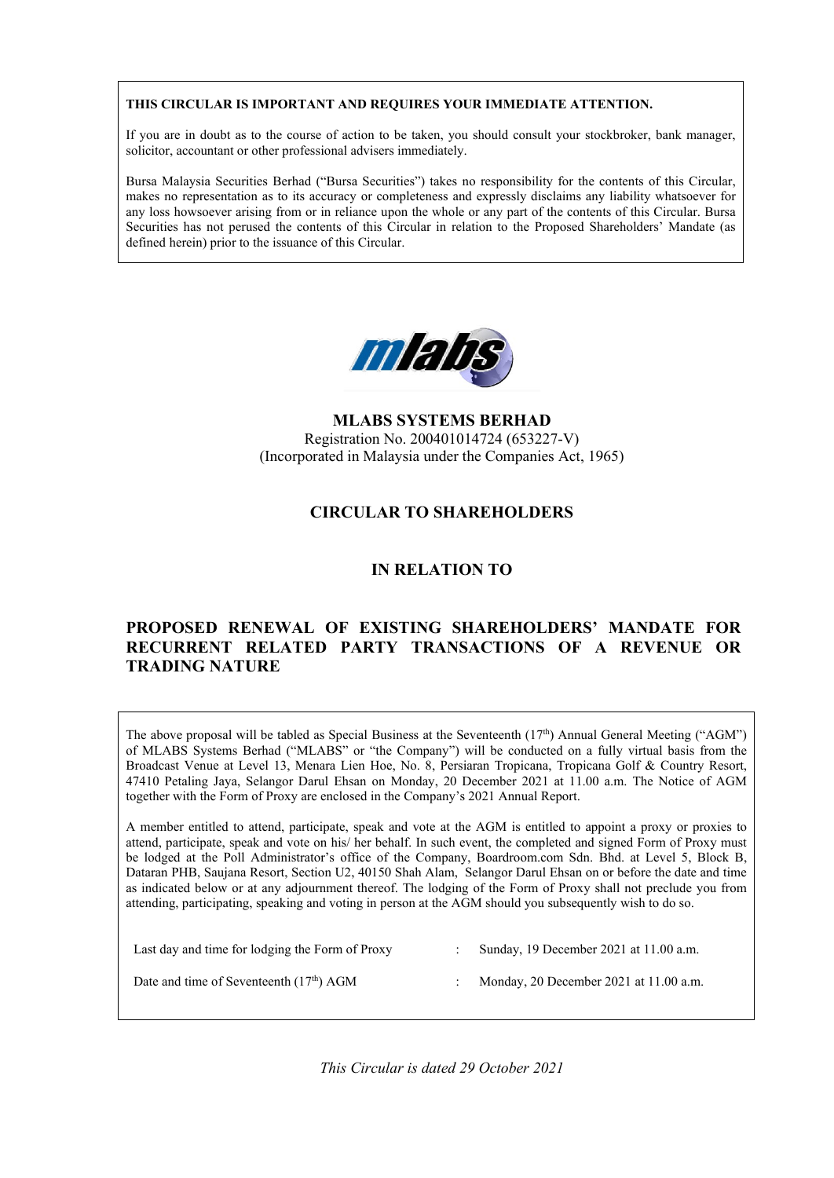**THIS CIRCULAR IS IMPORTANT AND REQUIRES YOUR IMMEDIATE ATTENTION.**

If you are in doubt as to the course of action to be taken, you should consult your stockbroker, bank manager, solicitor, accountant or other professional advisers immediately.

Bursa Malaysia Securities Berhad ("Bursa Securities") takes no responsibility for the contents of this Circular, makes no representation as to its accuracy or completeness and expressly disclaims any liability whatsoever for any loss howsoever arising from or in reliance upon the whole or any part of the contents of this Circular. Bursa Securities has not perused the contents of this Circular in relation to the Proposed Shareholders' Mandate (as defined herein) prior to the issuance of this Circular.

**MLABS SYSTEMS BERHAD**
Registration No. 200401014724 (653227-V)
(Incorporated in Malaysia under the Companies Act, 1965)

## CIRCULAR TO SHAREHOLDERS

## IN RELATION TO

## PROPOSED RENEWAL OF EXISTING SHAREHOLDERS' MANDATE FOR RECURRENT RELATED PARTY TRANSACTIONS OF A REVENUE OR TRADING NATURE

The above proposal will be tabled as Special Business at the Seventeenth (17th) Annual General Meeting ("AGM") of MLABS Systems Berhad ("MLABS" or "the Company") will be conducted on a fully virtual basis from the Broadcast Venue at Level 13, Menara Lien Hoe, No. 8, Persiaran Tropicana, Tropicana Golf & Country Resort, 47410 Petaling Jaya, Selangor Darul Ehsan on Monday, 20 December 2021 at 11.00 a.m. The Notice of AGM together with the Form of Proxy are enclosed in the Company's 2021 Annual Report.

A member entitled to attend, participate, speak and vote at the AGM is entitled to appoint a proxy or proxies to attend, participate, speak and vote on his/ her behalf. In such event, the completed and signed Form of Proxy must be lodged at the Poll Administrator's office of the Company, Boardroom.com Sdn. Bhd. at Level 5, Block B, Dataran PHB, Saujana Resort, Section U2, 40150 Shah Alam, Selangor Darul Ehsan on or before the date and time as indicated below or at any adjournment thereof. The lodging of the Form of Proxy shall not preclude you from attending, participating, speaking and voting in person at the AGM should you subsequently wish to do so.

| | | |
|---|---|---|
| Last day and time for lodging the Form of Proxy | : | Sunday, 19 December 2021 at 11.00 a.m. |
| Date and time of Seventeenth (17th) AGM | : | Monday, 20 December 2021 at 11.00 a.m. |

*This Circular is dated 29 October 2021*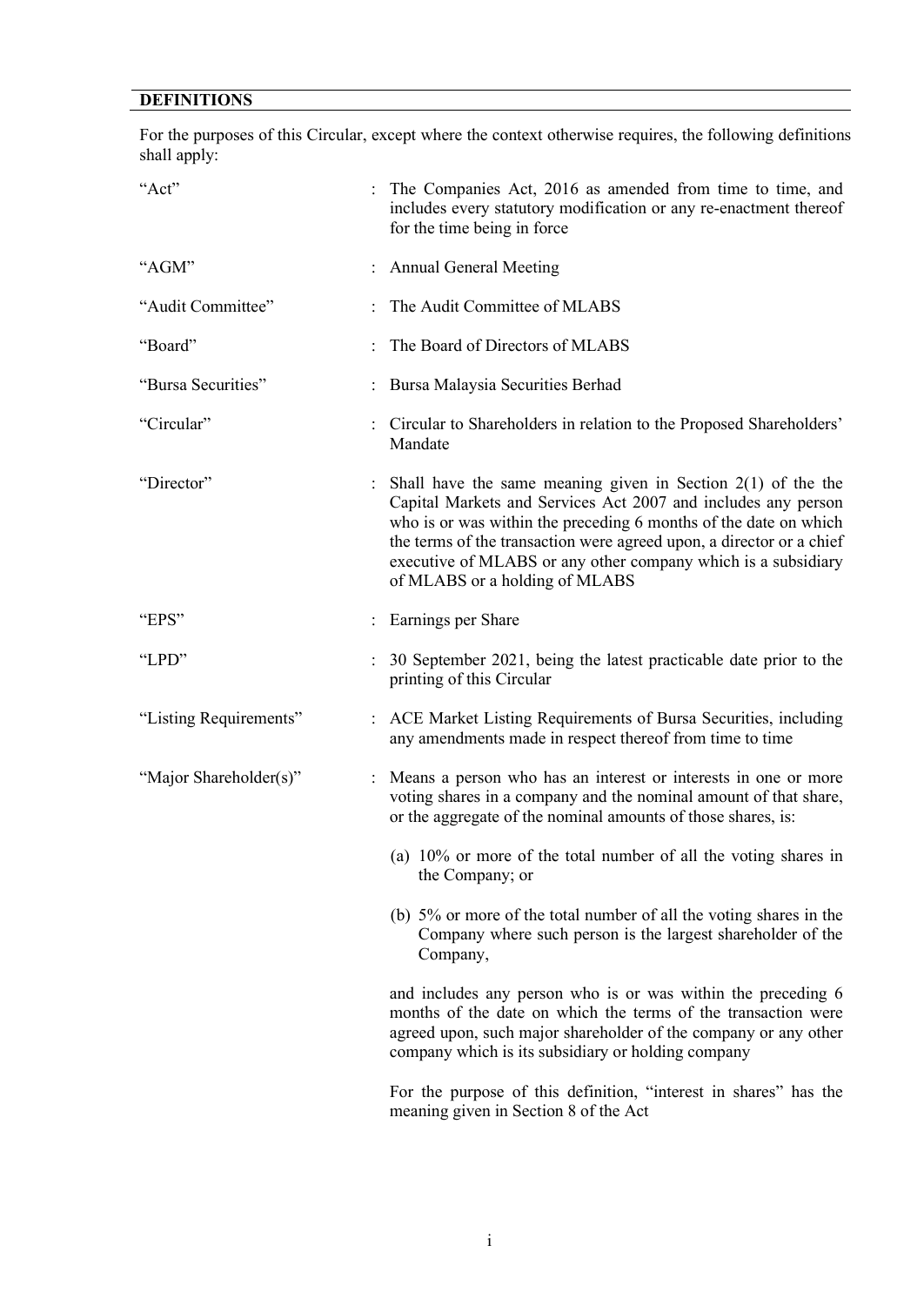## DEFINITIONS

For the purposes of this Circular, except where the context otherwise requires, the following definitions shall apply:

| | | |
|---|---|---|
| "Act" | : | The Companies Act, 2016 as amended from time to time, and includes every statutory modification or any re-enactment thereof for the time being in force |
| "AGM" | : | Annual General Meeting |
| "Audit Committee" | : | The Audit Committee of MLABS |
| "Board" | : | The Board of Directors of MLABS |
| "Bursa Securities" | : | Bursa Malaysia Securities Berhad |
| "Circular" | : | Circular to Shareholders in relation to the Proposed Shareholders' Mandate |
| "Director" | : | Shall have the same meaning given in Section 2(1) of the the Capital Markets and Services Act 2007 and includes any person who is or was within the preceding 6 months of the date on which the terms of the transaction were agreed upon, a director or a chief executive of MLABS or any other company which is a subsidiary of MLABS or a holding of MLABS |
| "EPS" | : | Earnings per Share |
| "LPD" | : | 30 September 2021, being the latest practicable date prior to the printing of this Circular |
| "Listing Requirements" | : | ACE Market Listing Requirements of Bursa Securities, including any amendments made in respect thereof from time to time |
| "Major Shareholder(s)" | : | Means a person who has an interest or interests in one or more voting shares in a company and the nominal amount of that share, or the aggregate of the nominal amounts of those shares, is:<br><br>(a) 10% or more of the total number of all the voting shares in the Company; or<br><br>(b) 5% or more of the total number of all the voting shares in the Company where such person is the largest shareholder of the Company,<br><br>and includes any person who is or was within the preceding 6 months of the date on which the terms of the transaction were agreed upon, such major shareholder of the company or any other company which is its subsidiary or holding company<br><br>For the purpose of this definition, "interest in shares" has the meaning given in Section 8 of the Act |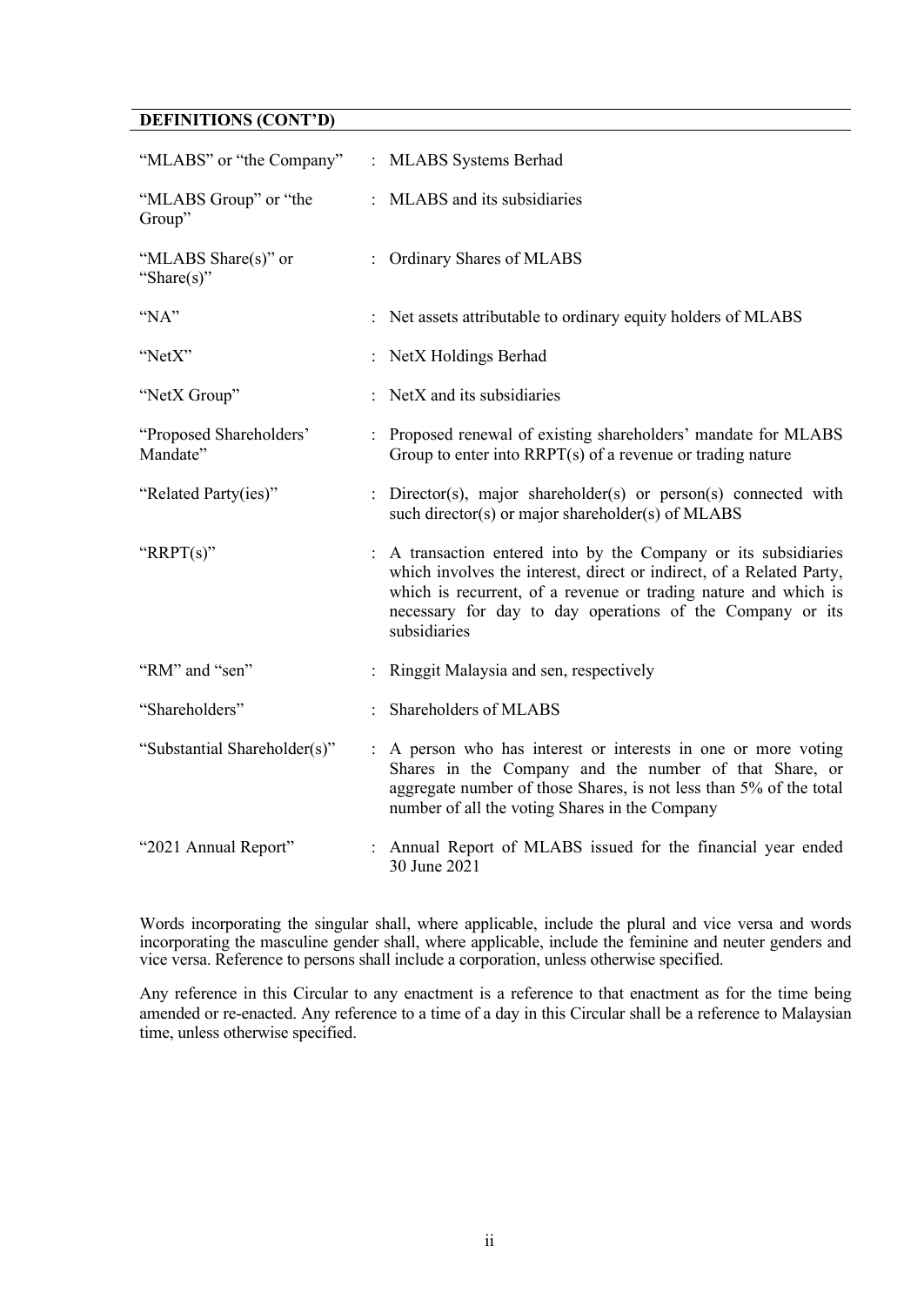## DEFINITIONS (CONT'D)

| | | |
|---|---|---|
| "MLABS" or "the Company" | : | MLABS Systems Berhad |
| "MLABS Group" or "the Group" | : | MLABS and its subsidiaries |
| "MLABS Share(s)" or "Share(s)" | : | Ordinary Shares of MLABS |
| "NA" | : | Net assets attributable to ordinary equity holders of MLABS |
| "NetX" | : | NetX Holdings Berhad |
| "NetX Group" | : | NetX and its subsidiaries |
| "Proposed Shareholders' Mandate" | : | Proposed renewal of existing shareholders' mandate for MLABS Group to enter into RRPT(s) of a revenue or trading nature |
| "Related Party(ies)" | : | Director(s), major shareholder(s) or person(s) connected with such director(s) or major shareholder(s) of MLABS |
| "RRPT(s)" | : | A transaction entered into by the Company or its subsidiaries which involves the interest, direct or indirect, of a Related Party, which is recurrent, of a revenue or trading nature and which is necessary for day to day operations of the Company or its subsidiaries |
| "RM" and "sen" | : | Ringgit Malaysia and sen, respectively |
| "Shareholders" | : | Shareholders of MLABS |
| "Substantial Shareholder(s)" | : | A person who has interest or interests in one or more voting Shares in the Company and the number of that Share, or aggregate number of those Shares, is not less than 5% of the total number of all the voting Shares in the Company |
| "2021 Annual Report" | : | Annual Report of MLABS issued for the financial year ended 30 June 2021 |

Words incorporating the singular shall, where applicable, include the plural and vice versa and words incorporating the masculine gender shall, where applicable, include the feminine and neuter genders and vice versa. Reference to persons shall include a corporation, unless otherwise specified.

Any reference in this Circular to any enactment is a reference to that enactment as for the time being amended or re-enacted. Any reference to a time of a day in this Circular shall be a reference to Malaysian time, unless otherwise specified.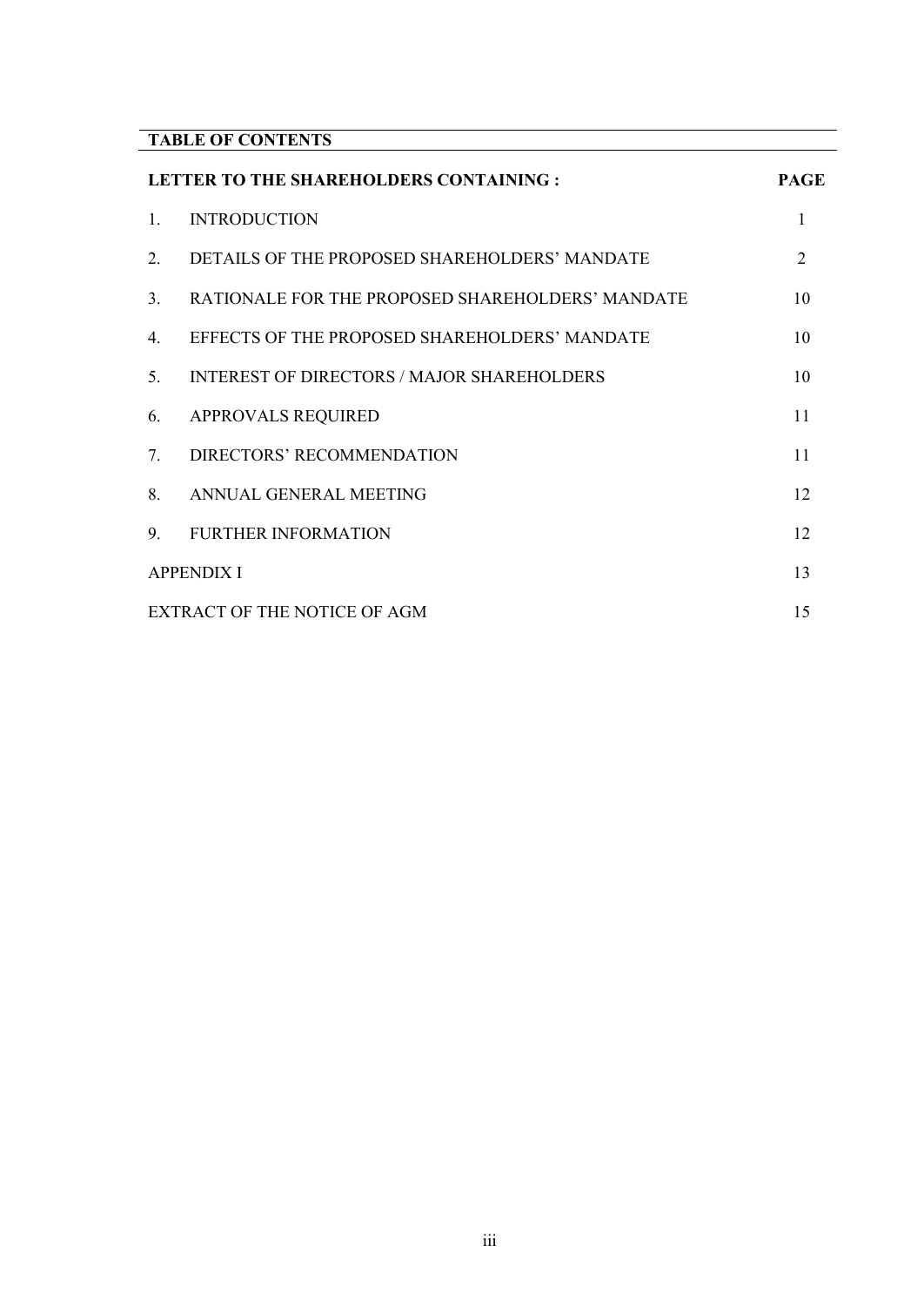## TABLE OF CONTENTS

| LETTER TO THE SHAREHOLDERS CONTAINING : | | PAGE |
|---|---|---|
| 1. | INTRODUCTION | 1 |
| 2. | DETAILS OF THE PROPOSED SHAREHOLDERS' MANDATE | 2 |
| 3. | RATIONALE FOR THE PROPOSED SHAREHOLDERS' MANDATE | 10 |
| 4. | EFFECTS OF THE PROPOSED SHAREHOLDERS' MANDATE | 10 |
| 5. | INTEREST OF DIRECTORS / MAJOR SHAREHOLDERS | 10 |
| 6. | APPROVALS REQUIRED | 11 |
| 7. | DIRECTORS' RECOMMENDATION | 11 |
| 8. | ANNUAL GENERAL MEETING | 12 |
| 9. | FURTHER INFORMATION | 12 |
| APPENDIX I | | 13 |
| EXTRACT OF THE NOTICE OF AGM | | 15 |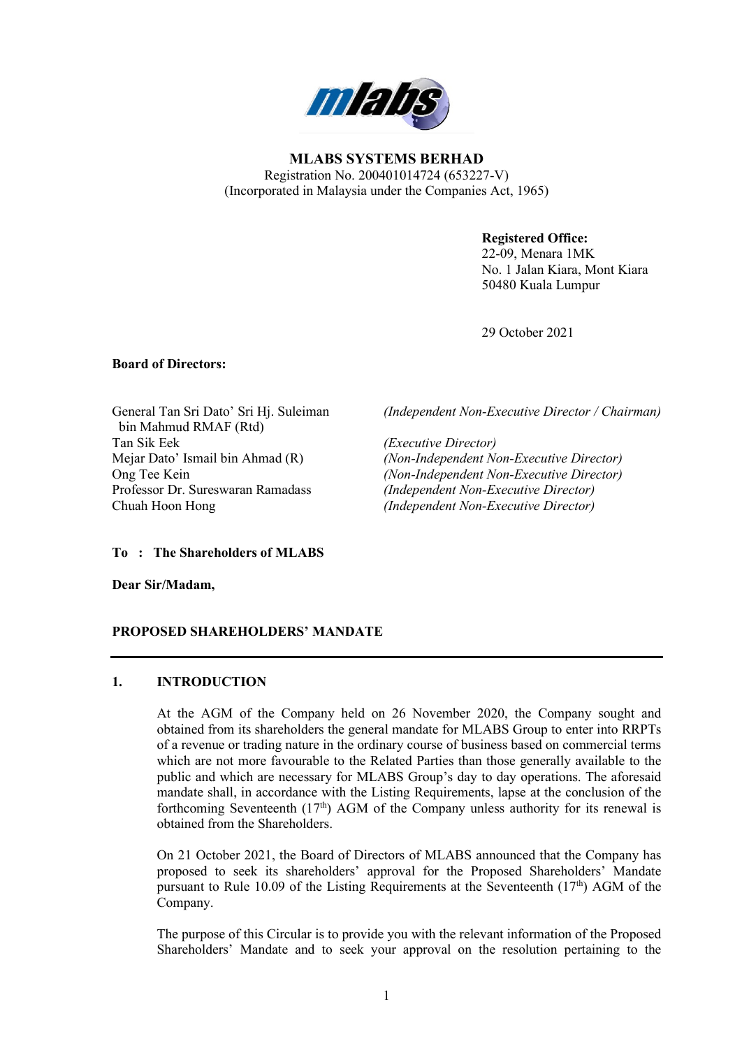**MLABS SYSTEMS BERHAD**
Registration No. 200401014724 (653227-V)
(Incorporated in Malaysia under the Companies Act, 1965)

**Registered Office:**
22-09, Menara 1MK
No. 1 Jalan Kiara, Mont Kiara
50480 Kuala Lumpur

29 October 2021

**Board of Directors:**

| | |
|---|---|
| General Tan Sri Dato' Sri Hj. Suleiman bin Mahmud RMAF (Rtd) | *(Independent Non-Executive Director / Chairman)* |
| Tan Sik Eek | *(Executive Director)* |
| Mejar Dato' Ismail bin Ahmad (R) | *(Non-Independent Non-Executive Director)* |
| Ong Tee Kein | *(Non-Independent Non-Executive Director)* |
| Professor Dr. Sureswaran Ramadass | *(Independent Non-Executive Director)* |
| Chuah Hoon Hong | *(Independent Non-Executive Director)* |

**To : The Shareholders of MLABS**

**Dear Sir/Madam,**

**PROPOSED SHAREHOLDERS' MANDATE**

## 1. INTRODUCTION

At the AGM of the Company held on 26 November 2020, the Company sought and obtained from its shareholders the general mandate for MLABS Group to enter into RRPTs of a revenue or trading nature in the ordinary course of business based on commercial terms which are not more favourable to the Related Parties than those generally available to the public and which are necessary for MLABS Group's day to day operations. The aforesaid mandate shall, in accordance with the Listing Requirements, lapse at the conclusion of the forthcoming Seventeenth (17th) AGM of the Company unless authority for its renewal is obtained from the Shareholders.

On 21 October 2021, the Board of Directors of MLABS announced that the Company has proposed to seek its shareholders' approval for the Proposed Shareholders' Mandate pursuant to Rule 10.09 of the Listing Requirements at the Seventeenth (17th) AGM of the Company.

The purpose of this Circular is to provide you with the relevant information of the Proposed Shareholders' Mandate and to seek your approval on the resolution pertaining to the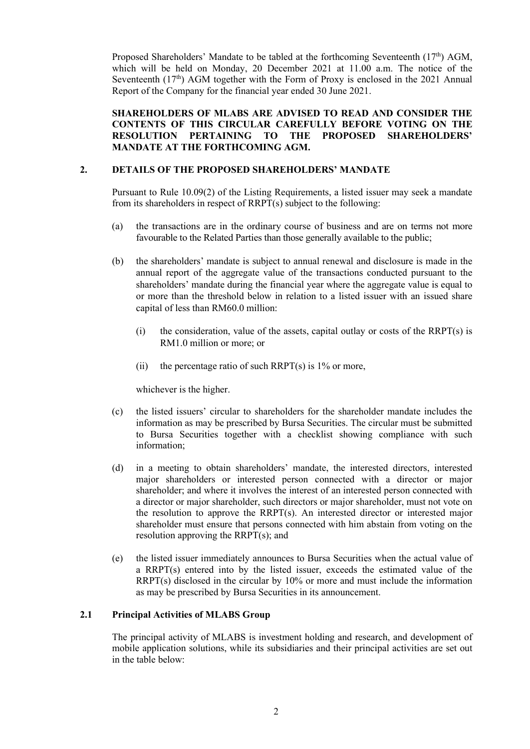Proposed Shareholders' Mandate to be tabled at the forthcoming Seventeenth (17th) AGM, which will be held on Monday, 20 December 2021 at 11.00 a.m. The notice of the Seventeenth (17th) AGM together with the Form of Proxy is enclosed in the 2021 Annual Report of the Company for the financial year ended 30 June 2021.

**SHAREHOLDERS OF MLABS ARE ADVISED TO READ AND CONSIDER THE CONTENTS OF THIS CIRCULAR CAREFULLY BEFORE VOTING ON THE RESOLUTION PERTAINING TO THE PROPOSED SHAREHOLDERS' MANDATE AT THE FORTHCOMING AGM.**

## 2. DETAILS OF THE PROPOSED SHAREHOLDERS' MANDATE

Pursuant to Rule 10.09(2) of the Listing Requirements, a listed issuer may seek a mandate from its shareholders in respect of RRPT(s) subject to the following:

(a) the transactions are in the ordinary course of business and are on terms not more favourable to the Related Parties than those generally available to the public;

(b) the shareholders' mandate is subject to annual renewal and disclosure is made in the annual report of the aggregate value of the transactions conducted pursuant to the shareholders' mandate during the financial year where the aggregate value is equal to or more than the threshold below in relation to a listed issuer with an issued share capital of less than RM60.0 million:

   (i) the consideration, value of the assets, capital outlay or costs of the RRPT(s) is RM1.0 million or more; or

   (ii) the percentage ratio of such RRPT(s) is 1% or more,

   whichever is the higher.

(c) the listed issuers' circular to shareholders for the shareholder mandate includes the information as may be prescribed by Bursa Securities. The circular must be submitted to Bursa Securities together with a checklist showing compliance with such information;

(d) in a meeting to obtain shareholders' mandate, the interested directors, interested major shareholders or interested person connected with a director or major shareholder; and where it involves the interest of an interested person connected with a director or major shareholder, such directors or major shareholder, must not vote on the resolution to approve the RRPT(s). An interested director or interested major shareholder must ensure that persons connected with him abstain from voting on the resolution approving the RRPT(s); and

(e) the listed issuer immediately announces to Bursa Securities when the actual value of a RRPT(s) entered into by the listed issuer, exceeds the estimated value of the RRPT(s) disclosed in the circular by 10% or more and must include the information as may be prescribed by Bursa Securities in its announcement.

### 2.1 Principal Activities of MLABS Group

The principal activity of MLABS is investment holding and research, and development of mobile application solutions, while its subsidiaries and their principal activities are set out in the table below: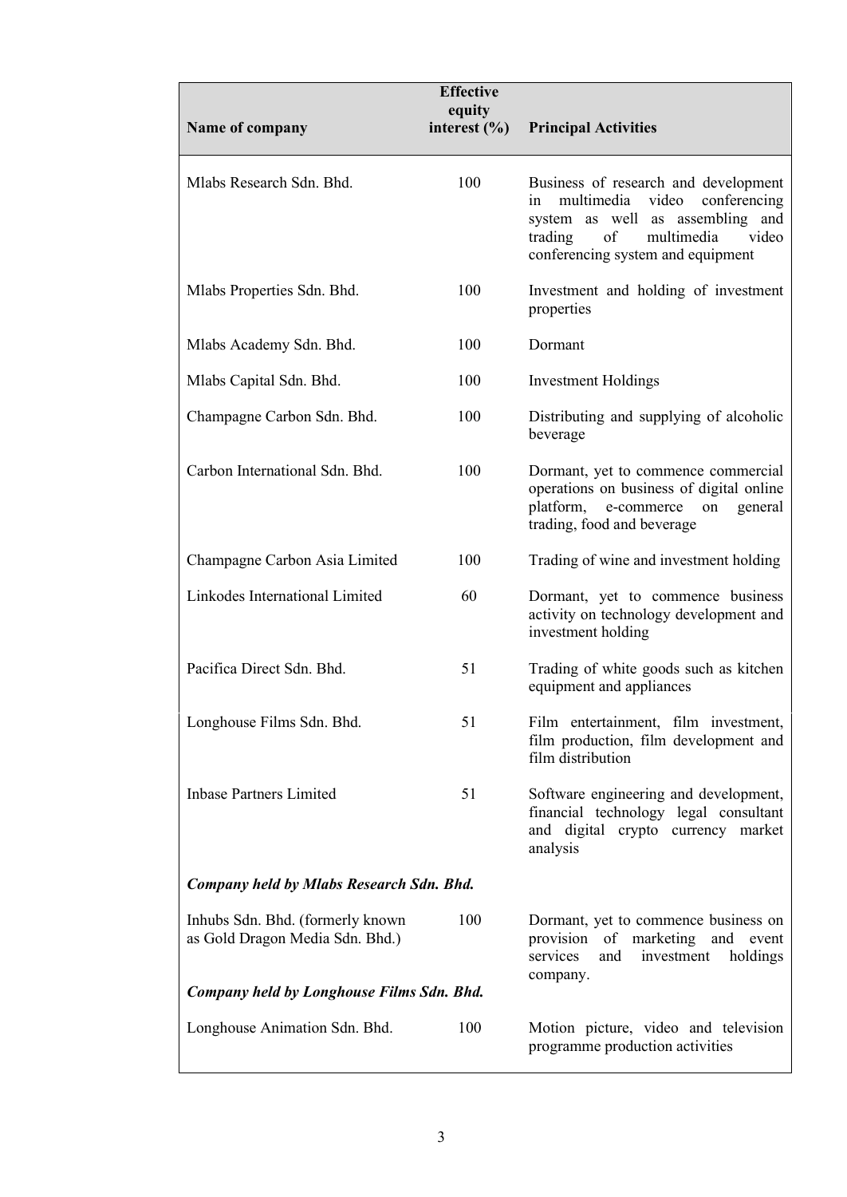| Name of company | Effective equity interest (%) | Principal Activities |
|---|---|---|
| Mlabs Research Sdn. Bhd. | 100 | Business of research and development in multimedia video conferencing system as well as assembling and trading of multimedia video conferencing system and equipment |
| Mlabs Properties Sdn. Bhd. | 100 | Investment and holding of investment properties |
| Mlabs Academy Sdn. Bhd. | 100 | Dormant |
| Mlabs Capital Sdn. Bhd. | 100 | Investment Holdings |
| Champagne Carbon Sdn. Bhd. | 100 | Distributing and supplying of alcoholic beverage |
| Carbon International Sdn. Bhd. | 100 | Dormant, yet to commence commercial operations on business of digital online platform, e-commerce on general trading, food and beverage |
| Champagne Carbon Asia Limited | 100 | Trading of wine and investment holding |
| Linkodes International Limited | 60 | Dormant, yet to commence business activity on technology development and investment holding |
| Pacifica Direct Sdn. Bhd. | 51 | Trading of white goods such as kitchen equipment and appliances |
| Longhouse Films Sdn. Bhd. | 51 | Film entertainment, film investment, film production, film development and film distribution |
| Inbase Partners Limited | 51 | Software engineering and development, financial technology legal consultant and digital crypto currency market analysis |
| ***Company held by Mlabs Research Sdn. Bhd.*** | | |
| Inhubs Sdn. Bhd. (formerly known as Gold Dragon Media Sdn. Bhd.) | 100 | Dormant, yet to commence business on provision of marketing and event services and investment holdings company. |
| ***Company held by Longhouse Films Sdn. Bhd.*** | | |
| Longhouse Animation Sdn. Bhd. | 100 | Motion picture, video and television programme production activities |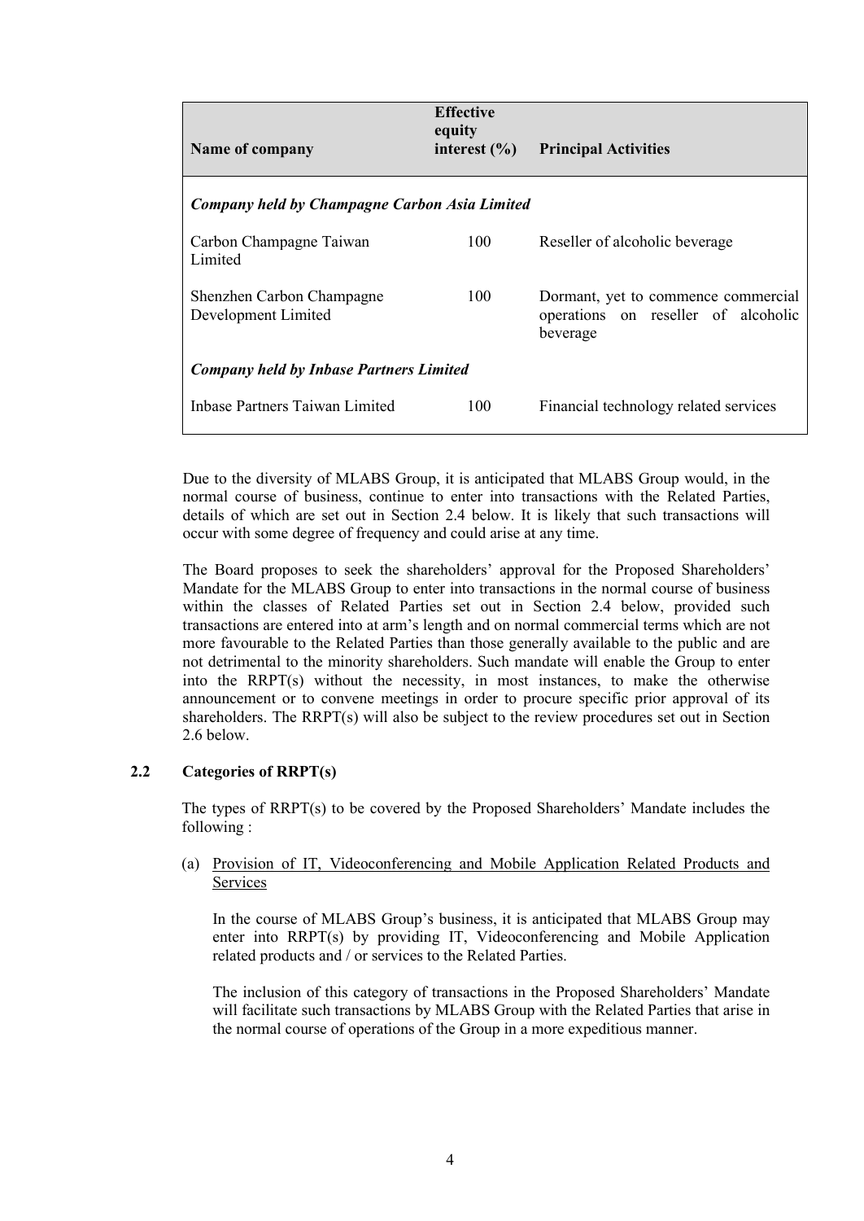| Name of company | Effective equity interest (%) | Principal Activities |
|---|---|---|
| ***Company held by Champagne Carbon Asia Limited*** | | |
| Carbon Champagne Taiwan Limited | 100 | Reseller of alcoholic beverage |
| Shenzhen Carbon Champagne Development Limited | 100 | Dormant, yet to commence commercial operations on reseller of alcoholic beverage |
| ***Company held by Inbase Partners Limited*** | | |
| Inbase Partners Taiwan Limited | 100 | Financial technology related services |

Due to the diversity of MLABS Group, it is anticipated that MLABS Group would, in the normal course of business, continue to enter into transactions with the Related Parties, details of which are set out in Section 2.4 below. It is likely that such transactions will occur with some degree of frequency and could arise at any time.

The Board proposes to seek the shareholders' approval for the Proposed Shareholders' Mandate for the MLABS Group to enter into transactions in the normal course of business within the classes of Related Parties set out in Section 2.4 below, provided such transactions are entered into at arm's length and on normal commercial terms which are not more favourable to the Related Parties than those generally available to the public and are not detrimental to the minority shareholders. Such mandate will enable the Group to enter into the RRPT(s) without the necessity, in most instances, to make the otherwise announcement or to convene meetings in order to procure specific prior approval of its shareholders. The RRPT(s) will also be subject to the review procedures set out in Section 2.6 below.

## 2.2 Categories of RRPT(s)

The types of RRPT(s) to be covered by the Proposed Shareholders' Mandate includes the following :

(a) <u>Provision of IT, Videoconferencing and Mobile Application Related Products and Services</u>

In the course of MLABS Group's business, it is anticipated that MLABS Group may enter into RRPT(s) by providing IT, Videoconferencing and Mobile Application related products and / or services to the Related Parties.

The inclusion of this category of transactions in the Proposed Shareholders' Mandate will facilitate such transactions by MLABS Group with the Related Parties that arise in the normal course of operations of the Group in a more expeditious manner.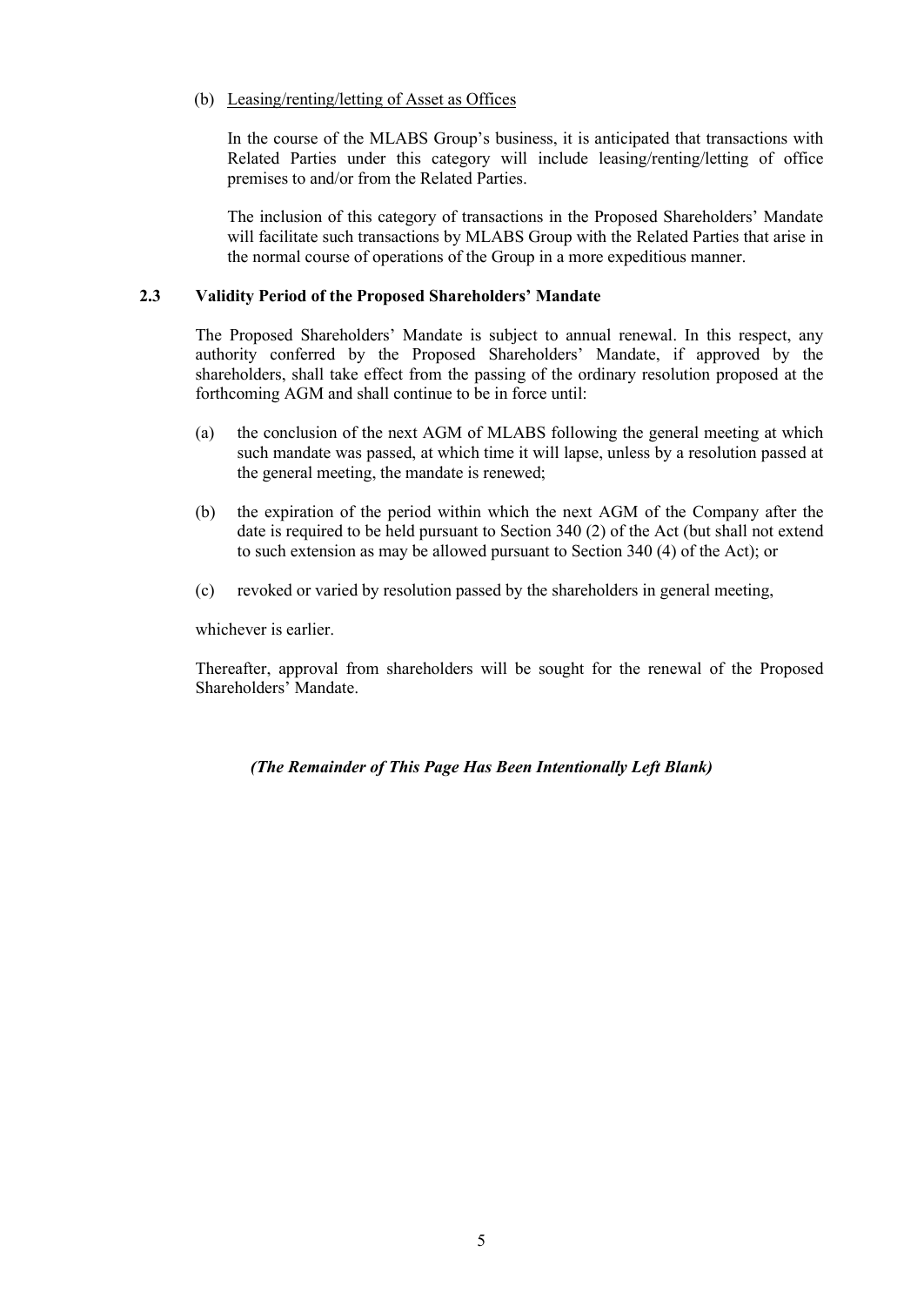(b) Leasing/renting/letting of Asset as Offices

In the course of the MLABS Group's business, it is anticipated that transactions with Related Parties under this category will include leasing/renting/letting of office premises to and/or from the Related Parties.

The inclusion of this category of transactions in the Proposed Shareholders' Mandate will facilitate such transactions by MLABS Group with the Related Parties that arise in the normal course of operations of the Group in a more expeditious manner.

### 2.3 Validity Period of the Proposed Shareholders' Mandate

The Proposed Shareholders' Mandate is subject to annual renewal. In this respect, any authority conferred by the Proposed Shareholders' Mandate, if approved by the shareholders, shall take effect from the passing of the ordinary resolution proposed at the forthcoming AGM and shall continue to be in force until:

(a) the conclusion of the next AGM of MLABS following the general meeting at which such mandate was passed, at which time it will lapse, unless by a resolution passed at the general meeting, the mandate is renewed;

(b) the expiration of the period within which the next AGM of the Company after the date is required to be held pursuant to Section 340 (2) of the Act (but shall not extend to such extension as may be allowed pursuant to Section 340 (4) of the Act); or

(c) revoked or varied by resolution passed by the shareholders in general meeting,

whichever is earlier.

Thereafter, approval from shareholders will be sought for the renewal of the Proposed Shareholders' Mandate.

***(The Remainder of This Page Has Been Intentionally Left Blank)***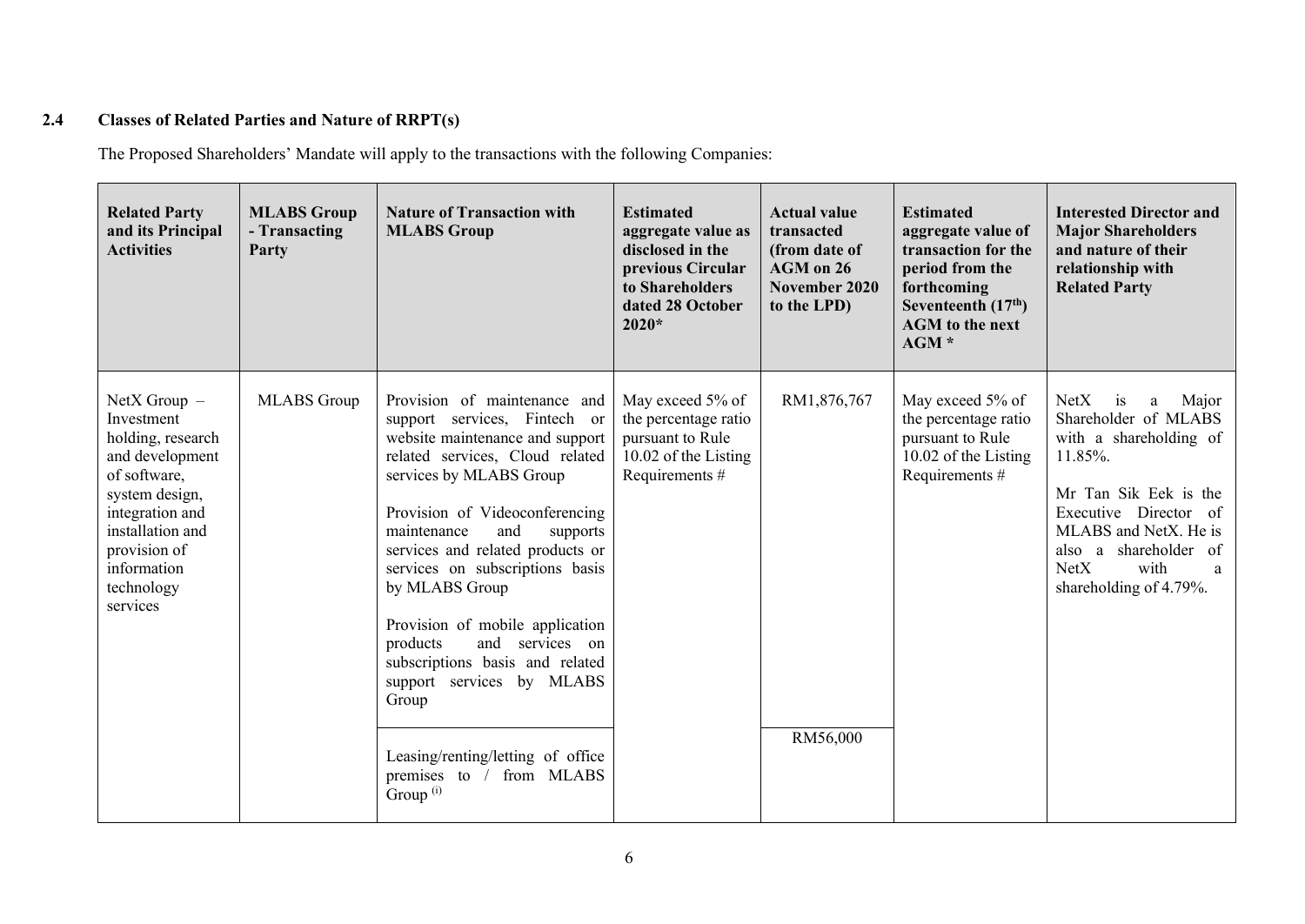### 2.4 Classes of Related Parties and Nature of RRPT(s)

The Proposed Shareholders' Mandate will apply to the transactions with the following Companies:

| Related Party and its Principal Activities | MLABS Group - Transacting Party | Nature of Transaction with MLABS Group | Estimated aggregate value as disclosed in the previous Circular to Shareholders dated 28 October 2020* | Actual value transacted (from date of AGM on 26 November 2020 to the LPD) | Estimated aggregate value of transaction for the period from the forthcoming Seventeenth (17th) AGM to the next AGM * | Interested Director and Major Shareholders and nature of their relationship with Related Party |
|---|---|---|---|---|---|---|
| NetX Group – Investment holding, research and development of software, system design, integration and installation and provision of information technology services | MLABS Group | Provision of maintenance and support services, Fintech or website maintenance and support related services, Cloud related services by MLABS Group<br><br>Provision of Videoconferencing maintenance and supports services and related products or services on subscriptions basis by MLABS Group<br><br>Provision of mobile application products and services on subscriptions basis and related support services by MLABS Group | May exceed 5% of the percentage ratio pursuant to Rule 10.02 of the Listing Requirements # | RM1,876,767 | May exceed 5% of the percentage ratio pursuant to Rule 10.02 of the Listing Requirements # | NetX is a Major Shareholder of MLABS with a shareholding of 11.85%.<br><br>Mr Tan Sik Eek is the Executive Director of MLABS and NetX. He is also a shareholder of NetX with a shareholding of 4.79%. |
| | | Leasing/renting/letting of office premises to / from MLABS Group (i) | | RM56,000 | | |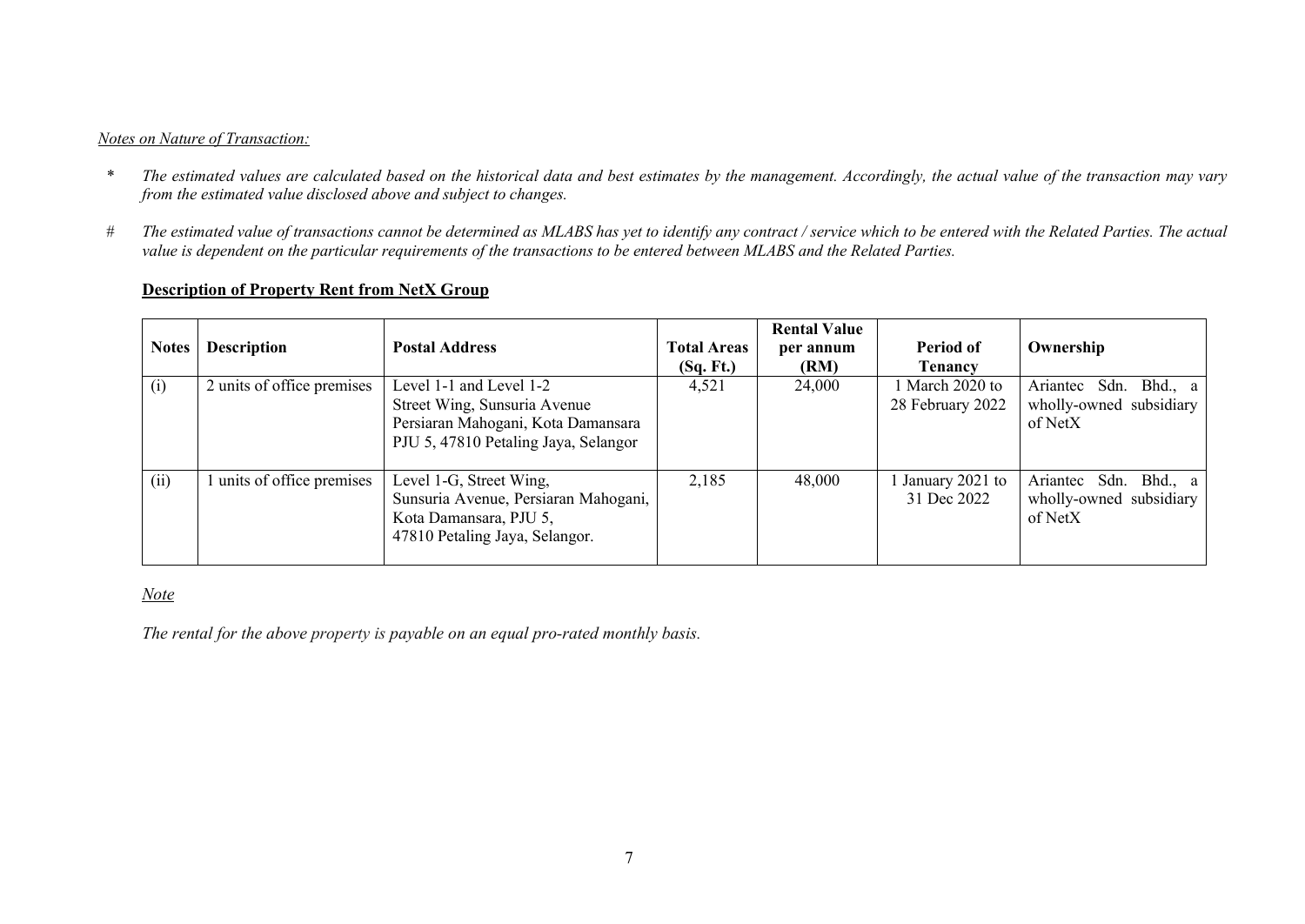*Notes on Nature of Transaction:*

\* *The estimated values are calculated based on the historical data and best estimates by the management. Accordingly, the actual value of the transaction may vary from the estimated value disclosed above and subject to changes.*

\# *The estimated value of transactions cannot be determined as MLABS has yet to identify any contract / service which to be entered with the Related Parties. The actual value is dependent on the particular requirements of the transactions to be entered between MLABS and the Related Parties.*

**Description of Property Rent from NetX Group**

| Notes | Description | Postal Address | Total Areas (Sq. Ft.) | Rental Value per annum (RM) | Period of Tenancy | Ownership |
|---|---|---|---|---|---|---|
| (i) | 2 units of office premises | Level 1-1 and Level 1-2 Street Wing, Sunsuria Avenue Persiaran Mahogani, Kota Damansara PJU 5, 47810 Petaling Jaya, Selangor | 4,521 | 24,000 | 1 March 2020 to 28 February 2022 | Ariantec Sdn. Bhd., a wholly-owned subsidiary of NetX |
| (ii) | 1 units of office premises | Level 1-G, Street Wing, Sunsuria Avenue, Persiaran Mahogani, Kota Damansara, PJU 5, 47810 Petaling Jaya, Selangor. | 2,185 | 48,000 | 1 January 2021 to 31 Dec 2022 | Ariantec Sdn. Bhd., a wholly-owned subsidiary of NetX |

*Note*

*The rental for the above property is payable on an equal pro-rated monthly basis.*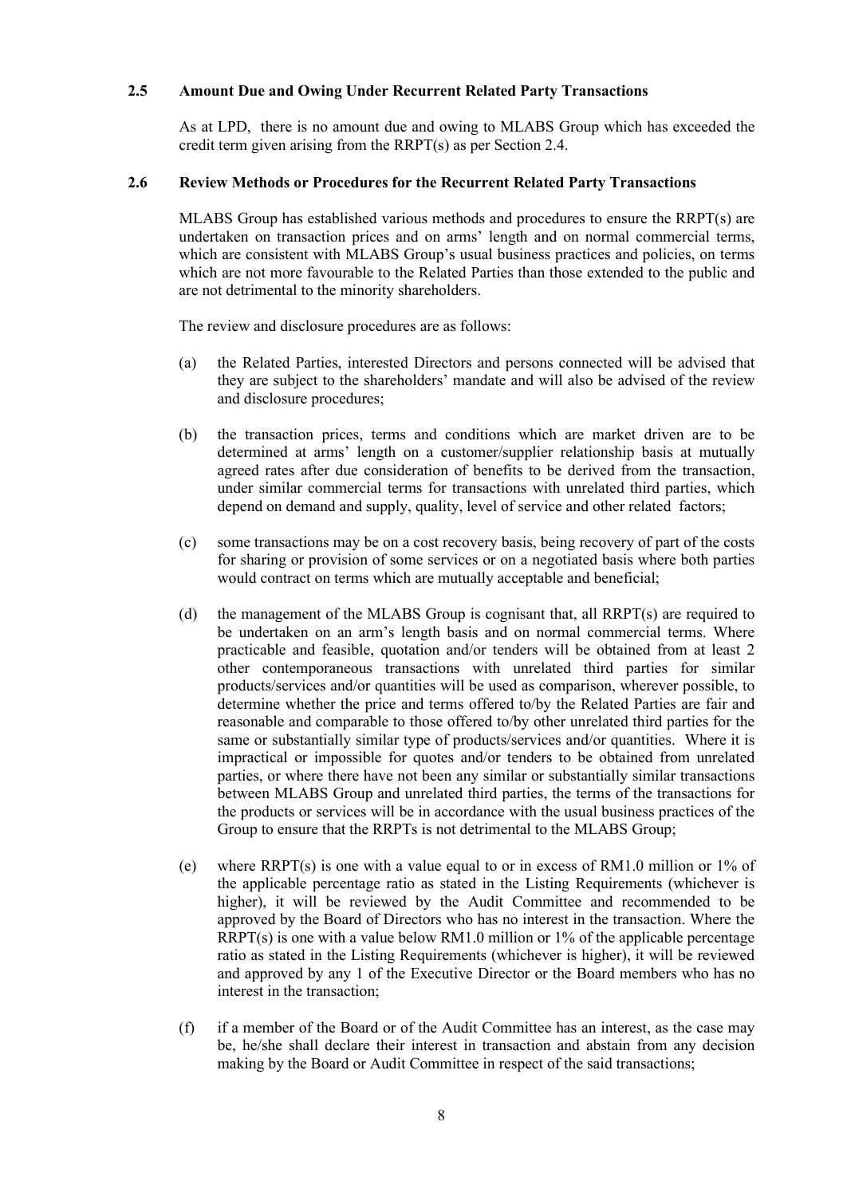### 2.5 Amount Due and Owing Under Recurrent Related Party Transactions

As at LPD, there is no amount due and owing to MLABS Group which has exceeded the credit term given arising from the RRPT(s) as per Section 2.4.

### 2.6 Review Methods or Procedures for the Recurrent Related Party Transactions

MLABS Group has established various methods and procedures to ensure the RRPT(s) are undertaken on transaction prices and on arms' length and on normal commercial terms, which are consistent with MLABS Group's usual business practices and policies, on terms which are not more favourable to the Related Parties than those extended to the public and are not detrimental to the minority shareholders.

The review and disclosure procedures are as follows:

(a) the Related Parties, interested Directors and persons connected will be advised that they are subject to the shareholders' mandate and will also be advised of the review and disclosure procedures;

(b) the transaction prices, terms and conditions which are market driven are to be determined at arms' length on a customer/supplier relationship basis at mutually agreed rates after due consideration of benefits to be derived from the transaction, under similar commercial terms for transactions with unrelated third parties, which depend on demand and supply, quality, level of service and other related factors;

(c) some transactions may be on a cost recovery basis, being recovery of part of the costs for sharing or provision of some services or on a negotiated basis where both parties would contract on terms which are mutually acceptable and beneficial;

(d) the management of the MLABS Group is cognisant that, all RRPT(s) are required to be undertaken on an arm's length basis and on normal commercial terms. Where practicable and feasible, quotation and/or tenders will be obtained from at least 2 other contemporaneous transactions with unrelated third parties for similar products/services and/or quantities will be used as comparison, wherever possible, to determine whether the price and terms offered to/by the Related Parties are fair and reasonable and comparable to those offered to/by other unrelated third parties for the same or substantially similar type of products/services and/or quantities. Where it is impractical or impossible for quotes and/or tenders to be obtained from unrelated parties, or where there have not been any similar or substantially similar transactions between MLABS Group and unrelated third parties, the terms of the transactions for the products or services will be in accordance with the usual business practices of the Group to ensure that the RRPTs is not detrimental to the MLABS Group;

(e) where RRPT(s) is one with a value equal to or in excess of RM1.0 million or 1% of the applicable percentage ratio as stated in the Listing Requirements (whichever is higher), it will be reviewed by the Audit Committee and recommended to be approved by the Board of Directors who has no interest in the transaction. Where the RRPT(s) is one with a value below RM1.0 million or 1% of the applicable percentage ratio as stated in the Listing Requirements (whichever is higher), it will be reviewed and approved by any 1 of the Executive Director or the Board members who has no interest in the transaction;

(f) if a member of the Board or of the Audit Committee has an interest, as the case may be, he/she shall declare their interest in transaction and abstain from any decision making by the Board or Audit Committee in respect of the said transactions;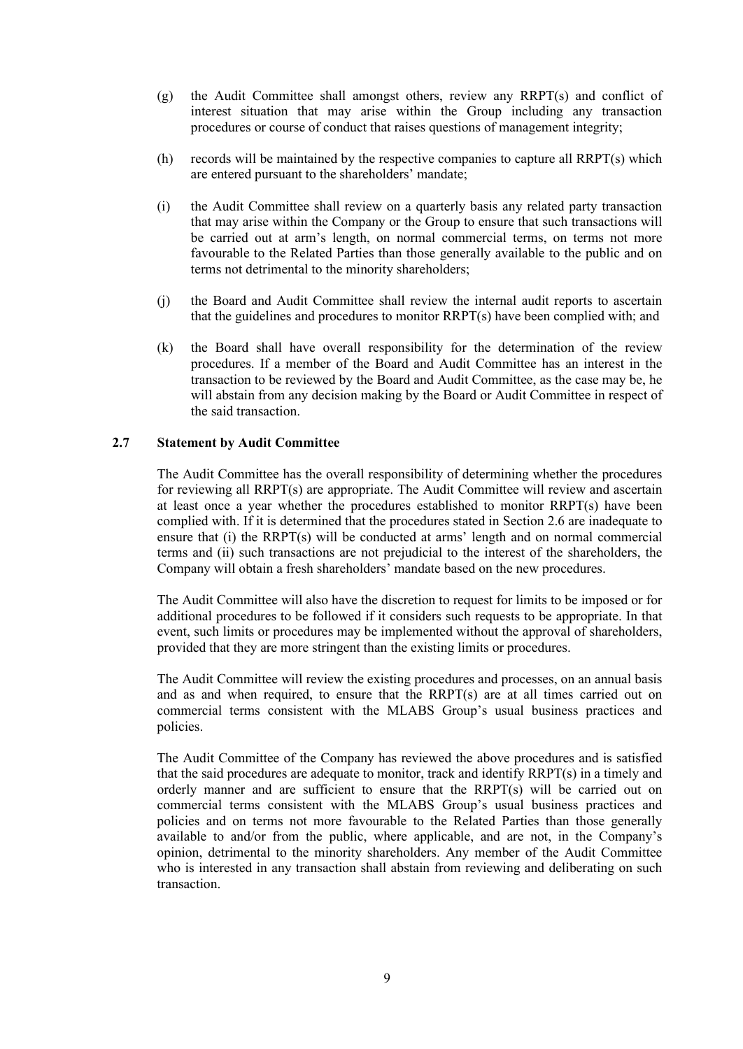(g) the Audit Committee shall amongst others, review any RRPT(s) and conflict of interest situation that may arise within the Group including any transaction procedures or course of conduct that raises questions of management integrity;

(h) records will be maintained by the respective companies to capture all RRPT(s) which are entered pursuant to the shareholders' mandate;

(i) the Audit Committee shall review on a quarterly basis any related party transaction that may arise within the Company or the Group to ensure that such transactions will be carried out at arm's length, on normal commercial terms, on terms not more favourable to the Related Parties than those generally available to the public and on terms not detrimental to the minority shareholders;

(j) the Board and Audit Committee shall review the internal audit reports to ascertain that the guidelines and procedures to monitor RRPT(s) have been complied with; and

(k) the Board shall have overall responsibility for the determination of the review procedures. If a member of the Board and Audit Committee has an interest in the transaction to be reviewed by the Board and Audit Committee, as the case may be, he will abstain from any decision making by the Board or Audit Committee in respect of the said transaction.

## 2.7 Statement by Audit Committee

The Audit Committee has the overall responsibility of determining whether the procedures for reviewing all RRPT(s) are appropriate. The Audit Committee will review and ascertain at least once a year whether the procedures established to monitor RRPT(s) have been complied with. If it is determined that the procedures stated in Section 2.6 are inadequate to ensure that (i) the RRPT(s) will be conducted at arms' length and on normal commercial terms and (ii) such transactions are not prejudicial to the interest of the shareholders, the Company will obtain a fresh shareholders' mandate based on the new procedures.

The Audit Committee will also have the discretion to request for limits to be imposed or for additional procedures to be followed if it considers such requests to be appropriate. In that event, such limits or procedures may be implemented without the approval of shareholders, provided that they are more stringent than the existing limits or procedures.

The Audit Committee will review the existing procedures and processes, on an annual basis and as and when required, to ensure that the RRPT(s) are at all times carried out on commercial terms consistent with the MLABS Group's usual business practices and policies.

The Audit Committee of the Company has reviewed the above procedures and is satisfied that the said procedures are adequate to monitor, track and identify RRPT(s) in a timely and orderly manner and are sufficient to ensure that the RRPT(s) will be carried out on commercial terms consistent with the MLABS Group's usual business practices and policies and on terms not more favourable to the Related Parties than those generally available to and/or from the public, where applicable, and are not, in the Company's opinion, detrimental to the minority shareholders. Any member of the Audit Committee who is interested in any transaction shall abstain from reviewing and deliberating on such transaction.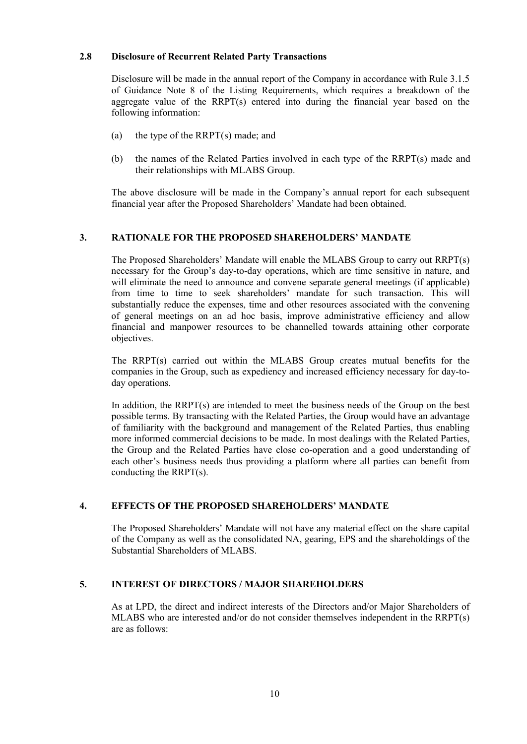### 2.8 Disclosure of Recurrent Related Party Transactions

Disclosure will be made in the annual report of the Company in accordance with Rule 3.1.5 of Guidance Note 8 of the Listing Requirements, which requires a breakdown of the aggregate value of the RRPT(s) entered into during the financial year based on the following information:

(a) the type of the RRPT(s) made; and

(b) the names of the Related Parties involved in each type of the RRPT(s) made and their relationships with MLABS Group.

The above disclosure will be made in the Company's annual report for each subsequent financial year after the Proposed Shareholders' Mandate had been obtained.

## 3. RATIONALE FOR THE PROPOSED SHAREHOLDERS' MANDATE

The Proposed Shareholders' Mandate will enable the MLABS Group to carry out RRPT(s) necessary for the Group's day-to-day operations, which are time sensitive in nature, and will eliminate the need to announce and convene separate general meetings (if applicable) from time to time to seek shareholders' mandate for such transaction. This will substantially reduce the expenses, time and other resources associated with the convening of general meetings on an ad hoc basis, improve administrative efficiency and allow financial and manpower resources to be channelled towards attaining other corporate objectives.

The RRPT(s) carried out within the MLABS Group creates mutual benefits for the companies in the Group, such as expediency and increased efficiency necessary for day-to-day operations.

In addition, the RRPT(s) are intended to meet the business needs of the Group on the best possible terms. By transacting with the Related Parties, the Group would have an advantage of familiarity with the background and management of the Related Parties, thus enabling more informed commercial decisions to be made. In most dealings with the Related Parties, the Group and the Related Parties have close co-operation and a good understanding of each other's business needs thus providing a platform where all parties can benefit from conducting the RRPT(s).

## 4. EFFECTS OF THE PROPOSED SHAREHOLDERS' MANDATE

The Proposed Shareholders' Mandate will not have any material effect on the share capital of the Company as well as the consolidated NA, gearing, EPS and the shareholdings of the Substantial Shareholders of MLABS.

## 5. INTEREST OF DIRECTORS / MAJOR SHAREHOLDERS

As at LPD, the direct and indirect interests of the Directors and/or Major Shareholders of MLABS who are interested and/or do not consider themselves independent in the RRPT(s) are as follows: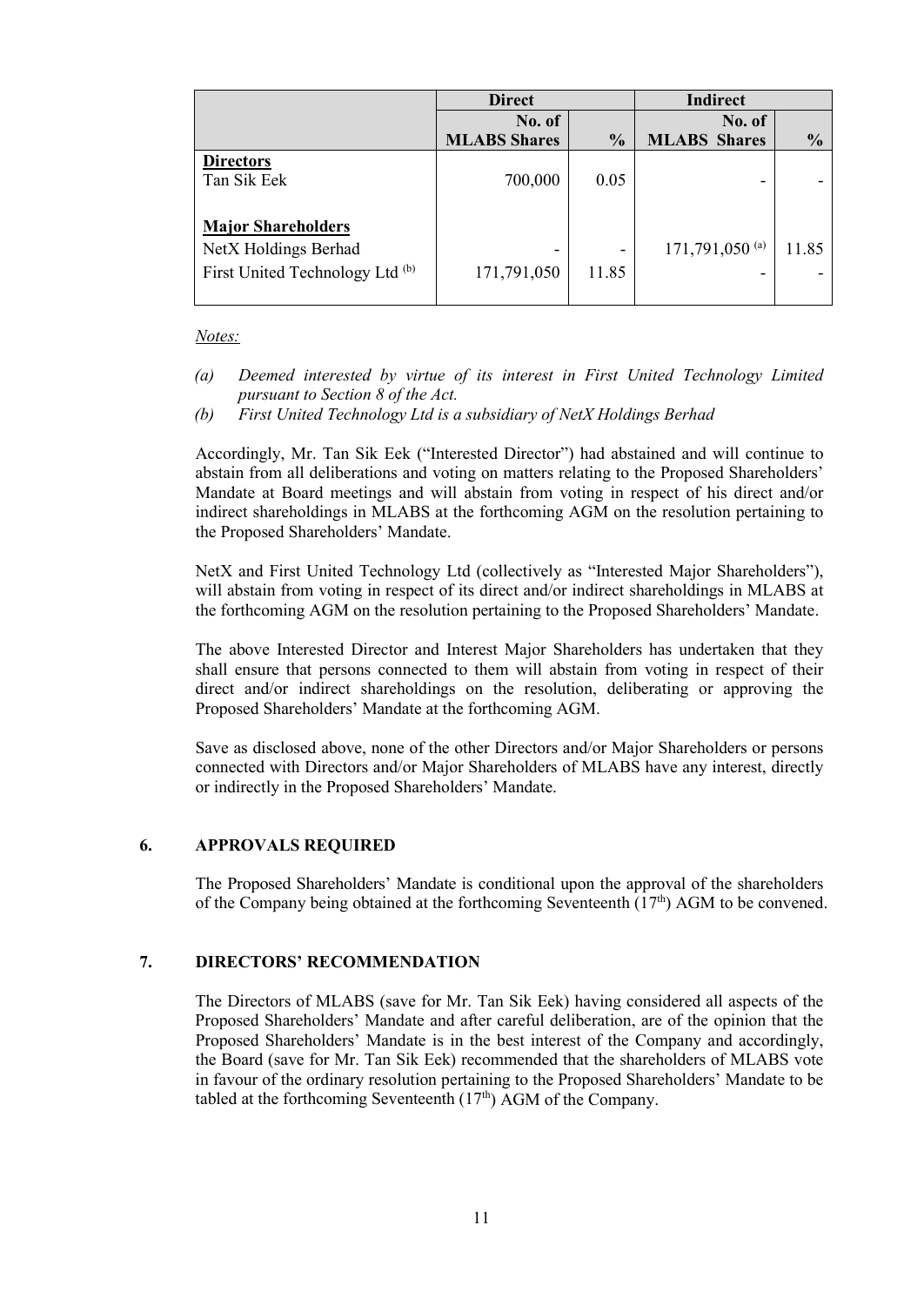| | Direct | | Indirect | |
|---|---|---|---|---|
| | No. of MLABS Shares | % | No. of MLABS Shares | % |
| **Directors** | | | | |
| Tan Sik Eek | 700,000 | 0.05 | - | - |
| | | | | |
| **Major Shareholders** | | | | |
| NetX Holdings Berhad | - | - | 171,791,050 [(a)] | 11.85 |
| First United Technology Ltd [(b)] | 171,791,050 | 11.85 | - | - |

*Notes:*

*(a) Deemed interested by virtue of its interest in First United Technology Limited pursuant to Section 8 of the Act.*

*(b) First United Technology Ltd is a subsidiary of NetX Holdings Berhad*

Accordingly, Mr. Tan Sik Eek ("Interested Director") had abstained and will continue to abstain from all deliberations and voting on matters relating to the Proposed Shareholders' Mandate at Board meetings and will abstain from voting in respect of his direct and/or indirect shareholdings in MLABS at the forthcoming AGM on the resolution pertaining to the Proposed Shareholders' Mandate.

NetX and First United Technology Ltd (collectively as "Interested Major Shareholders"), will abstain from voting in respect of its direct and/or indirect shareholdings in MLABS at the forthcoming AGM on the resolution pertaining to the Proposed Shareholders' Mandate.

The above Interested Director and Interest Major Shareholders has undertaken that they shall ensure that persons connected to them will abstain from voting in respect of their direct and/or indirect shareholdings on the resolution, deliberating or approving the Proposed Shareholders' Mandate at the forthcoming AGM.

Save as disclosed above, none of the other Directors and/or Major Shareholders or persons connected with Directors and/or Major Shareholders of MLABS have any interest, directly or indirectly in the Proposed Shareholders' Mandate.

## 6. APPROVALS REQUIRED

The Proposed Shareholders' Mandate is conditional upon the approval of the shareholders of the Company being obtained at the forthcoming Seventeenth (17th) AGM to be convened.

## 7. DIRECTORS' RECOMMENDATION

The Directors of MLABS (save for Mr. Tan Sik Eek) having considered all aspects of the Proposed Shareholders' Mandate and after careful deliberation, are of the opinion that the Proposed Shareholders' Mandate is in the best interest of the Company and accordingly, the Board (save for Mr. Tan Sik Eek) recommended that the shareholders of MLABS vote in favour of the ordinary resolution pertaining to the Proposed Shareholders' Mandate to be tabled at the forthcoming Seventeenth (17th) AGM of the Company.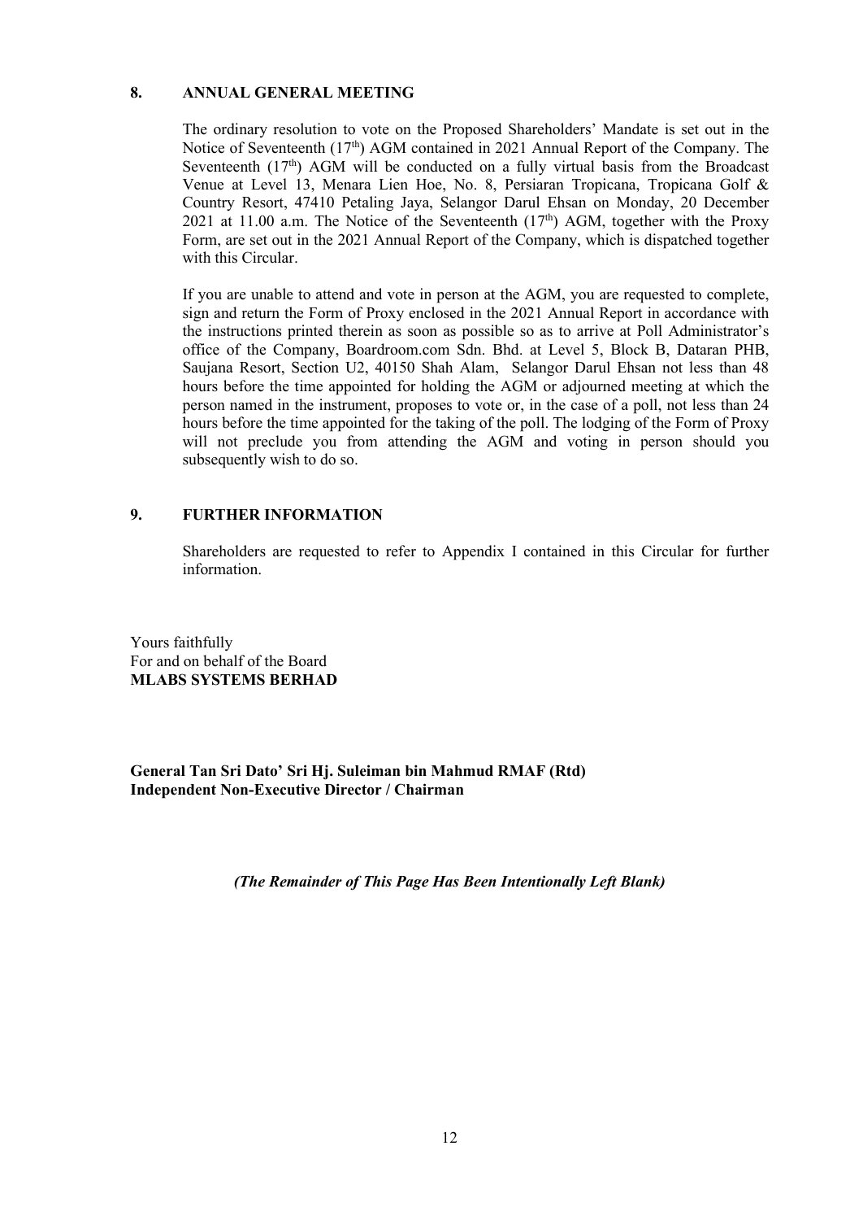## 8. ANNUAL GENERAL MEETING

The ordinary resolution to vote on the Proposed Shareholders' Mandate is set out in the Notice of Seventeenth (17th) AGM contained in 2021 Annual Report of the Company. The Seventeenth (17th) AGM will be conducted on a fully virtual basis from the Broadcast Venue at Level 13, Menara Lien Hoe, No. 8, Persiaran Tropicana, Tropicana Golf & Country Resort, 47410 Petaling Jaya, Selangor Darul Ehsan on Monday, 20 December 2021 at 11.00 a.m. The Notice of the Seventeenth (17th) AGM, together with the Proxy Form, are set out in the 2021 Annual Report of the Company, which is dispatched together with this Circular.

If you are unable to attend and vote in person at the AGM, you are requested to complete, sign and return the Form of Proxy enclosed in the 2021 Annual Report in accordance with the instructions printed therein as soon as possible so as to arrive at Poll Administrator's office of the Company, Boardroom.com Sdn. Bhd. at Level 5, Block B, Dataran PHB, Saujana Resort, Section U2, 40150 Shah Alam, Selangor Darul Ehsan not less than 48 hours before the time appointed for holding the AGM or adjourned meeting at which the person named in the instrument, proposes to vote or, in the case of a poll, not less than 24 hours before the time appointed for the taking of the poll. The lodging of the Form of Proxy will not preclude you from attending the AGM and voting in person should you subsequently wish to do so.

## 9. FURTHER INFORMATION

Shareholders are requested to refer to Appendix I contained in this Circular for further information.

Yours faithfully
For and on behalf of the Board
**MLABS SYSTEMS BERHAD**

**General Tan Sri Dato' Sri Hj. Suleiman bin Mahmud RMAF (Rtd)**
**Independent Non-Executive Director / Chairman**

***(The Remainder of This Page Has Been Intentionally Left Blank)***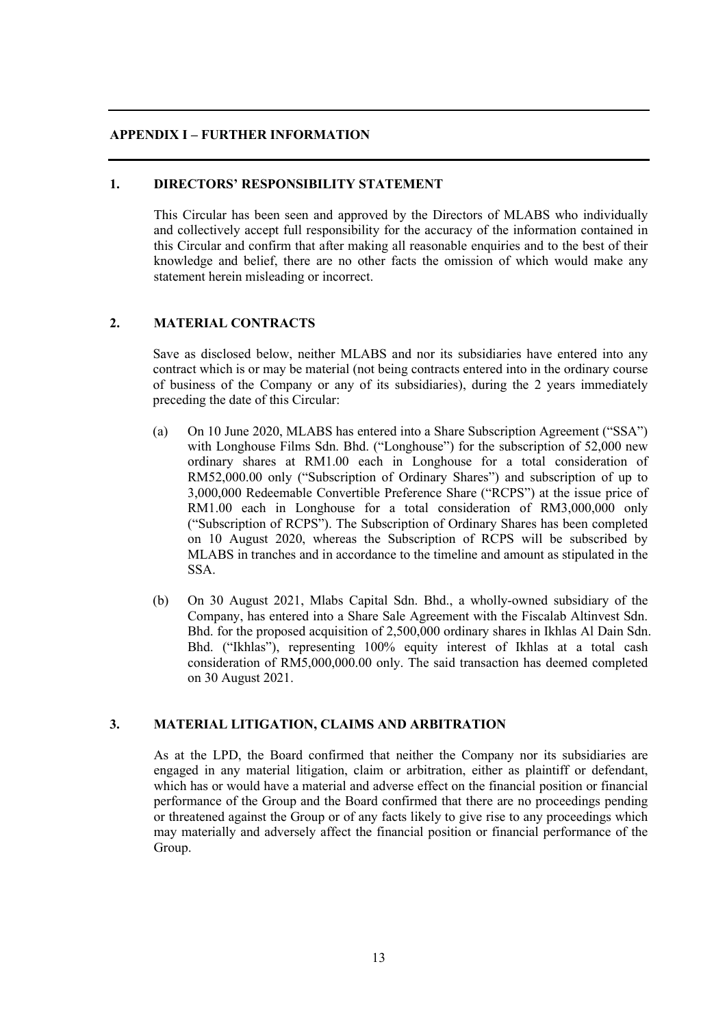## APPENDIX I – FURTHER INFORMATION

### 1. DIRECTORS' RESPONSIBILITY STATEMENT

This Circular has been seen and approved by the Directors of MLABS who individually and collectively accept full responsibility for the accuracy of the information contained in this Circular and confirm that after making all reasonable enquiries and to the best of their knowledge and belief, there are no other facts the omission of which would make any statement herein misleading or incorrect.

### 2. MATERIAL CONTRACTS

Save as disclosed below, neither MLABS and nor its subsidiaries have entered into any contract which is or may be material (not being contracts entered into in the ordinary course of business of the Company or any of its subsidiaries), during the 2 years immediately preceding the date of this Circular:

(a) On 10 June 2020, MLABS has entered into a Share Subscription Agreement ("SSA") with Longhouse Films Sdn. Bhd. ("Longhouse") for the subscription of 52,000 new ordinary shares at RM1.00 each in Longhouse for a total consideration of RM52,000.00 only ("Subscription of Ordinary Shares") and subscription of up to 3,000,000 Redeemable Convertible Preference Share ("RCPS") at the issue price of RM1.00 each in Longhouse for a total consideration of RM3,000,000 only ("Subscription of RCPS"). The Subscription of Ordinary Shares has been completed on 10 August 2020, whereas the Subscription of RCPS will be subscribed by MLABS in tranches and in accordance to the timeline and amount as stipulated in the SSA.

(b) On 30 August 2021, Mlabs Capital Sdn. Bhd., a wholly-owned subsidiary of the Company, has entered into a Share Sale Agreement with the Fiscalab Altinvest Sdn. Bhd. for the proposed acquisition of 2,500,000 ordinary shares in Ikhlas Al Dain Sdn. Bhd. ("Ikhlas"), representing 100% equity interest of Ikhlas at a total cash consideration of RM5,000,000.00 only. The said transaction has deemed completed on 30 August 2021.

### 3. MATERIAL LITIGATION, CLAIMS AND ARBITRATION

As at the LPD, the Board confirmed that neither the Company nor its subsidiaries are engaged in any material litigation, claim or arbitration, either as plaintiff or defendant, which has or would have a material and adverse effect on the financial position or financial performance of the Group and the Board confirmed that there are no proceedings pending or threatened against the Group or of any facts likely to give rise to any proceedings which may materially and adversely affect the financial position or financial performance of the Group.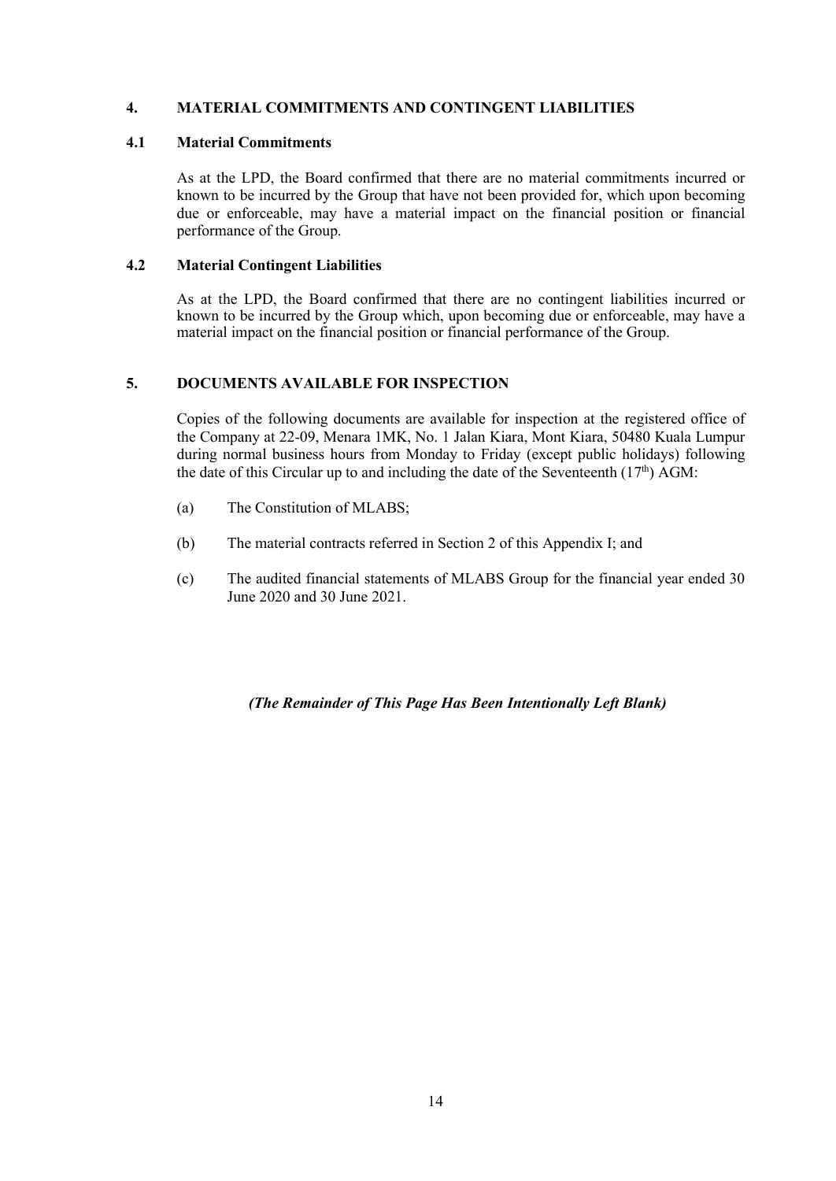## 4. MATERIAL COMMITMENTS AND CONTINGENT LIABILITIES

### 4.1 Material Commitments

As at the LPD, the Board confirmed that there are no material commitments incurred or known to be incurred by the Group that have not been provided for, which upon becoming due or enforceable, may have a material impact on the financial position or financial performance of the Group.

### 4.2 Material Contingent Liabilities

As at the LPD, the Board confirmed that there are no contingent liabilities incurred or known to be incurred by the Group which, upon becoming due or enforceable, may have a material impact on the financial position or financial performance of the Group.

## 5. DOCUMENTS AVAILABLE FOR INSPECTION

Copies of the following documents are available for inspection at the registered office of the Company at 22-09, Menara 1MK, No. 1 Jalan Kiara, Mont Kiara, 50480 Kuala Lumpur during normal business hours from Monday to Friday (except public holidays) following the date of this Circular up to and including the date of the Seventeenth (17th) AGM:

(a) The Constitution of MLABS;

(b) The material contracts referred in Section 2 of this Appendix I; and

(c) The audited financial statements of MLABS Group for the financial year ended 30 June 2020 and 30 June 2021.

***(The Remainder of This Page Has Been Intentionally Left Blank)***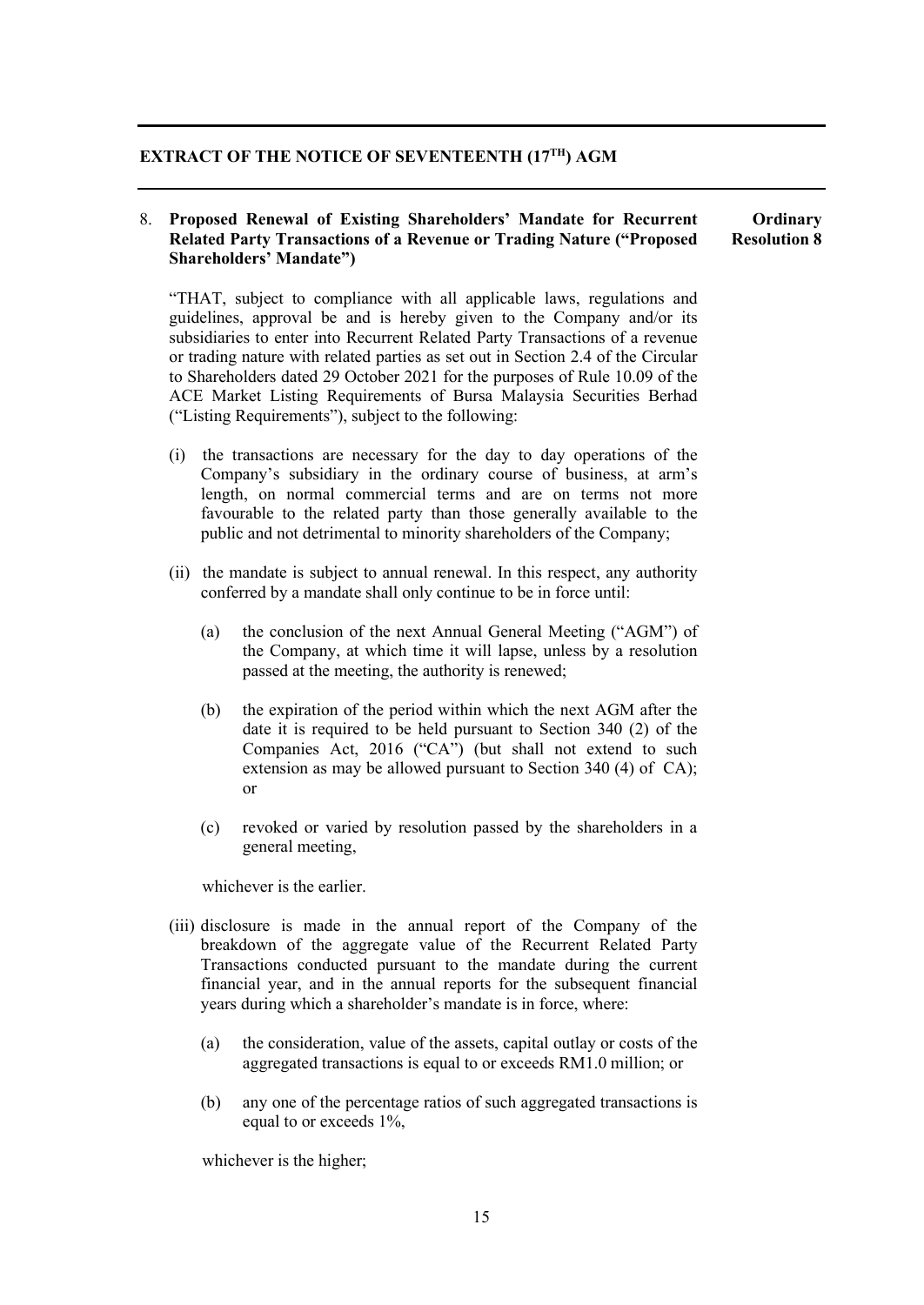## EXTRACT OF THE NOTICE OF SEVENTEENTH (17TH) AGM

8. **Proposed Renewal of Existing Shareholders' Mandate for Recurrent Related Party Transactions of a Revenue or Trading Nature ("Proposed Shareholders' Mandate")** **Ordinary Resolution 8**

"THAT, subject to compliance with all applicable laws, regulations and guidelines, approval be and is hereby given to the Company and/or its subsidiaries to enter into Recurrent Related Party Transactions of a revenue or trading nature with related parties as set out in Section 2.4 of the Circular to Shareholders dated 29 October 2021 for the purposes of Rule 10.09 of the ACE Market Listing Requirements of Bursa Malaysia Securities Berhad ("Listing Requirements"), subject to the following:

(i) the transactions are necessary for the day to day operations of the Company's subsidiary in the ordinary course of business, at arm's length, on normal commercial terms and are on terms not more favourable to the related party than those generally available to the public and not detrimental to minority shareholders of the Company;

(ii) the mandate is subject to annual renewal. In this respect, any authority conferred by a mandate shall only continue to be in force until:

   (a) the conclusion of the next Annual General Meeting ("AGM") of the Company, at which time it will lapse, unless by a resolution passed at the meeting, the authority is renewed;

   (b) the expiration of the period within which the next AGM after the date it is required to be held pursuant to Section 340 (2) of the Companies Act, 2016 ("CA") (but shall not extend to such extension as may be allowed pursuant to Section 340 (4) of CA); or

   (c) revoked or varied by resolution passed by the shareholders in a general meeting,

   whichever is the earlier.

(iii) disclosure is made in the annual report of the Company of the breakdown of the aggregate value of the Recurrent Related Party Transactions conducted pursuant to the mandate during the current financial year, and in the annual reports for the subsequent financial years during which a shareholder's mandate is in force, where:

   (a) the consideration, value of the assets, capital outlay or costs of the aggregated transactions is equal to or exceeds RM1.0 million; or

   (b) any one of the percentage ratios of such aggregated transactions is equal to or exceeds 1%,

   whichever is the higher;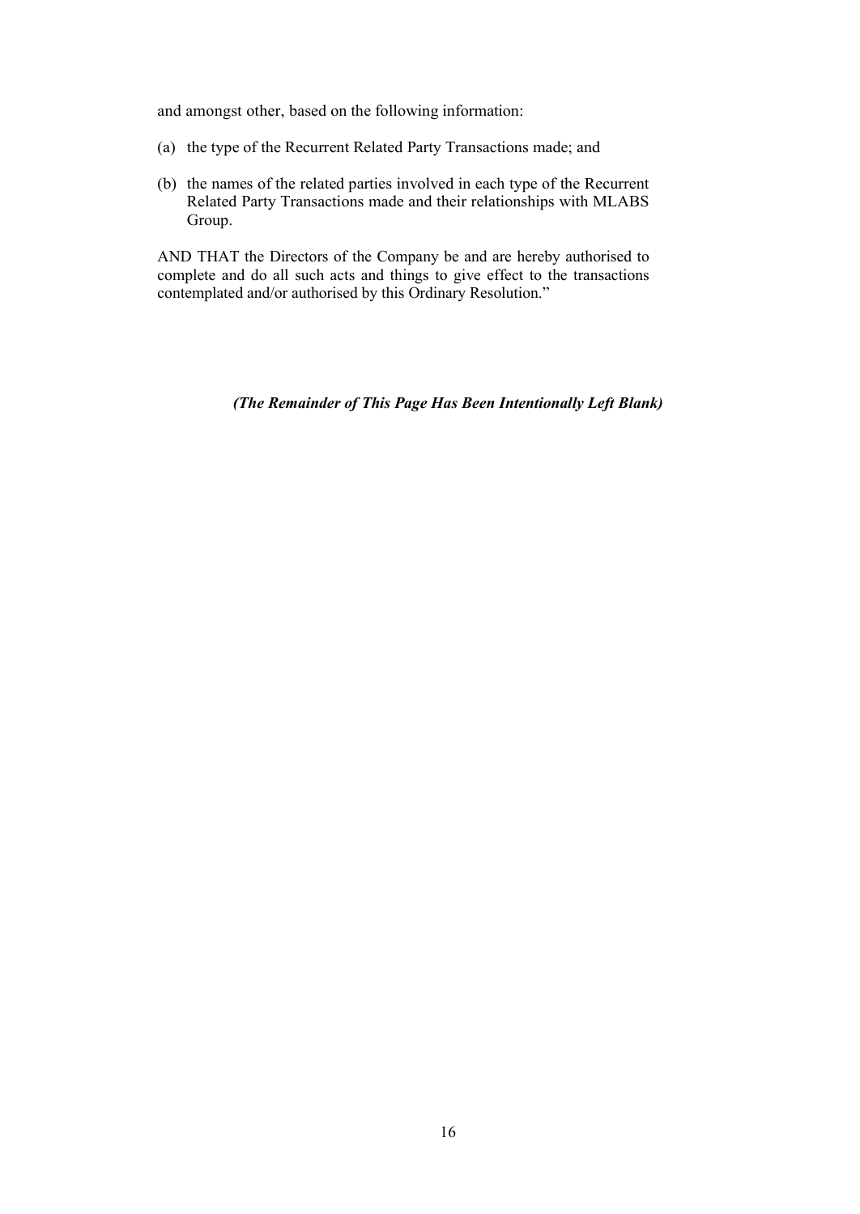and amongst other, based on the following information:

(a) the type of the Recurrent Related Party Transactions made; and

(b) the names of the related parties involved in each type of the Recurrent Related Party Transactions made and their relationships with MLABS Group.

AND THAT the Directors of the Company be and are hereby authorised to complete and do all such acts and things to give effect to the transactions contemplated and/or authorised by this Ordinary Resolution."

***(The Remainder of This Page Has Been Intentionally Left Blank)***